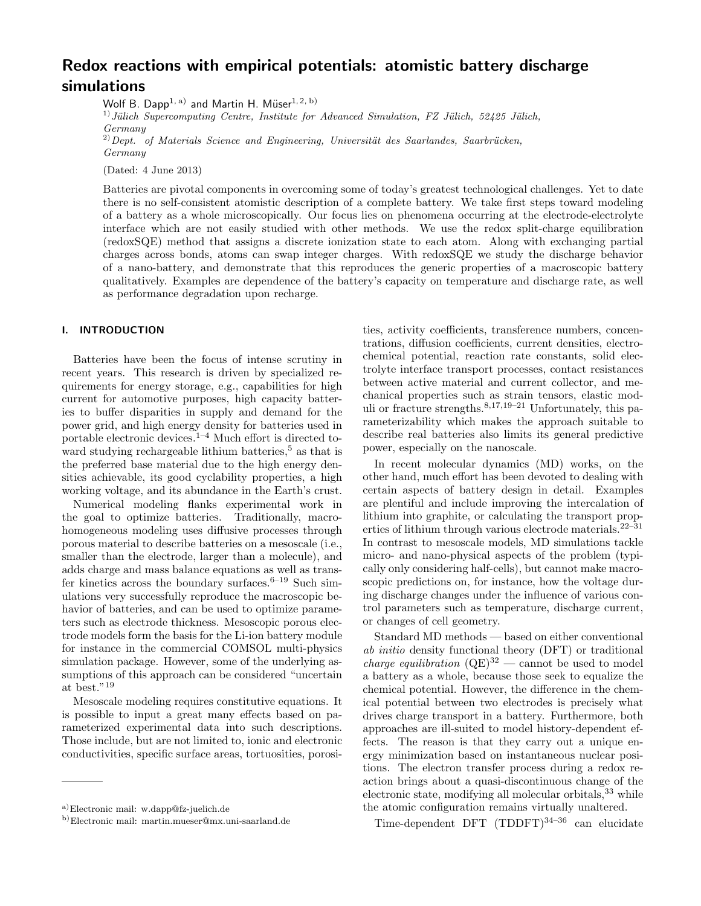# Redox reactions with empirical potentials: atomistic battery discharge simulations

Wolf B. Dapp[1, a)] and Martin H. Müser[1, 2, b)]

[1)] *Jülich Supercomputing Centre, Institute for Advanced Simulation, FZ Jülich, 52425 Jülich, Germany*

[2)] *Dept. of Materials Science and Engineering, Universität des Saarlandes, Saarbrücken, Germany*

(Dated: 4 June 2013)

Batteries are pivotal components in overcoming some of today's greatest technological challenges. Yet to date there is no self-consistent atomistic description of a complete battery. We take first steps toward modeling of a battery as a whole microscopically. Our focus lies on phenomena occurring at the electrode-electrolyte interface which are not easily studied with other methods. We use the redox split-charge equilibration (redoxSQE) method that assigns a discrete ionization state to each atom. Along with exchanging partial charges across bonds, atoms can swap integer charges. With redoxSQE we study the discharge behavior of a nano-battery, and demonstrate that this reproduces the generic properties of a macroscopic battery qualitatively. Examples are dependence of the battery's capacity on temperature and discharge rate, as well as performance degradation upon recharge.

## I. INTRODUCTION

Batteries have been the focus of intense scrutiny in recent years. This research is driven by specialized requirements for energy storage, e.g., capabilities for high current for automotive purposes, high capacity batteries to buffer disparities in supply and demand for the power grid, and high energy density for batteries used in portable electronic devices.[1–4] Much effort is directed toward studying rechargeable lithium batteries,[5] as that is the preferred base material due to the high energy densities achievable, its good cyclability properties, a high working voltage, and its abundance in the Earth's crust.

Numerical modeling flanks experimental work in the goal to optimize batteries. Traditionally, macrohomogeneous modeling uses diffusive processes through porous material to describe batteries on a mesoscale (i.e., smaller than the electrode, larger than a molecule), and adds charge and mass balance equations as well as transfer kinetics across the boundary surfaces.[6–19] Such simulations very successfully reproduce the macroscopic behavior of batteries, and can be used to optimize parameters such as electrode thickness. Mesoscopic porous electrode models form the basis for the Li-ion battery module for instance in the commercial COMSOL multi-physics simulation package. However, some of the underlying assumptions of this approach can be considered "uncertain at best."[19]

Mesoscale modeling requires constitutive equations. It is possible to input a great many effects based on parameterized experimental data into such descriptions. Those include, but are not limited to, ionic and electronic conductivities, specific surface areas, tortuosities, porosities, activity coefficients, transference numbers, concentrations, diffusion coefficients, current densities, electrochemical potential, reaction rate constants, solid electrolyte interface transport processes, contact resistances between active material and current collector, and mechanical properties such as strain tensors, elastic moduli or fracture strengths.[8,17,19–21] Unfortunately, this parameterizability which makes the approach suitable to describe real batteries also limits its general predictive power, especially on the nanoscale.

In recent molecular dynamics (MD) works, on the other hand, much effort has been devoted to dealing with certain aspects of battery design in detail. Examples are plentiful and include improving the intercalation of lithium into graphite, or calculating the transport properties of lithium through various electrode materials.[22–31] In contrast to mesoscale models, MD simulations tackle micro- and nano-physical aspects of the problem (typically only considering half-cells), but cannot make macroscopic predictions on, for instance, how the voltage during discharge changes under the influence of various control parameters such as temperature, discharge current, or changes of cell geometry.

Standard MD methods — based on either conventional *ab initio* density functional theory (DFT) or traditional *charge equilibration* (QE)[32] — cannot be used to model a battery as a whole, because those seek to equalize the chemical potential. However, the difference in the chemical potential between two electrodes is precisely what drives charge transport in a battery. Furthermore, both approaches are ill-suited to model history-dependent effects. The reason is that they carry out a unique energy minimization based on instantaneous nuclear positions. The electron transfer process during a redox reaction brings about a quasi-discontinuous change of the electronic state, modifying all molecular orbitals,[33] while the atomic configuration remains virtually unaltered.

Time-dependent DFT (TDDFT)[34–36] can elucidate

a) Electronic mail: w.dapp@fz-juelich.de

b) Electronic mail: martin.mueser@mx.uni-saarland.de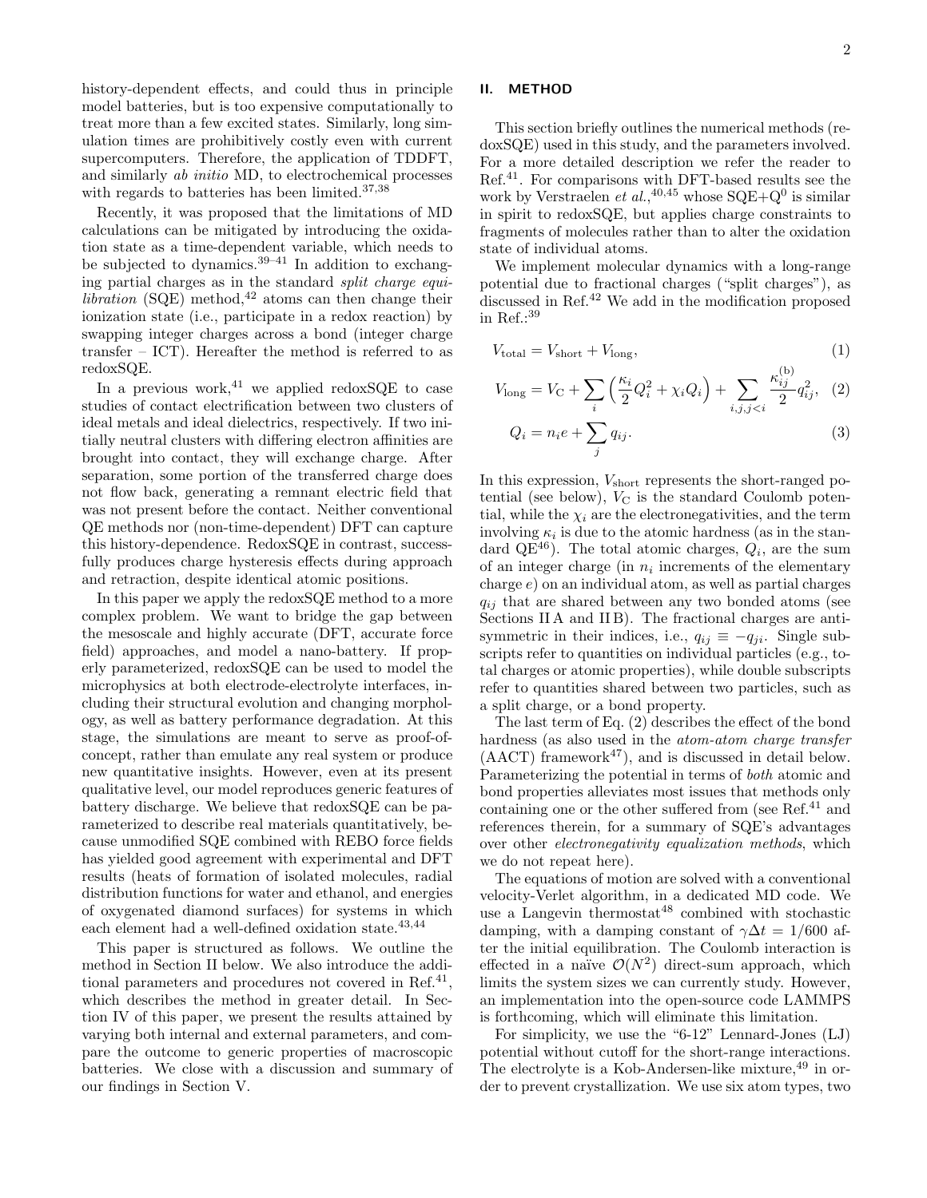history-dependent effects, and could thus in principle model batteries, but is too expensive computationally to treat more than a few excited states. Similarly, long simulation times are prohibitively costly even with current supercomputers. Therefore, the application of TDDFT, and similarly *ab initio* MD, to electrochemical processes with regards to batteries has been limited.[37,38]

Recently, it was proposed that the limitations of MD calculations can be mitigated by introducing the oxidation state as a time-dependent variable, which needs to be subjected to dynamics.[39–41] In addition to exchanging partial charges as in the standard *split charge equilibration* (SQE) method,[42] atoms can then change their ionization state (i.e., participate in a redox reaction) by swapping integer charges across a bond (integer charge transfer – ICT). Hereafter the method is referred to as redoxSQE.

In a previous work,[41] we applied redoxSQE to case studies of contact electrification between two clusters of ideal metals and ideal dielectrics, respectively. If two initially neutral clusters with differing electron affinities are brought into contact, they will exchange charge. After separation, some portion of the transferred charge does not flow back, generating a remnant electric field that was not present before the contact. Neither conventional QE methods nor (non-time-dependent) DFT can capture this history-dependence. RedoxSQE in contrast, successfully produces charge hysteresis effects during approach and retraction, despite identical atomic positions.

In this paper we apply the redoxSQE method to a more complex problem. We want to bridge the gap between the mesoscale and highly accurate (DFT, accurate force field) approaches, and model a nano-battery. If properly parameterized, redoxSQE can be used to model the microphysics at both electrode-electrolyte interfaces, including their structural evolution and changing morphology, as well as battery performance degradation. At this stage, the simulations are meant to serve as proof-of-concept, rather than emulate any real system or produce new quantitative insights. However, even at its present qualitative level, our model reproduces generic features of battery discharge. We believe that redoxSQE can be parameterized to describe real materials quantitatively, because unmodified SQE combined with REBO force fields has yielded good agreement with experimental and DFT results (heats of formation of isolated molecules, radial distribution functions for water and ethanol, and energies of oxygenated diamond surfaces) for systems in which each element had a well-defined oxidation state.[43,44]

This paper is structured as follows. We outline the method in Section II below. We also introduce the additional parameters and procedures not covered in Ref.[41], which describes the method in greater detail. In Section IV of this paper, we present the results attained by varying both internal and external parameters, and compare the outcome to generic properties of macroscopic batteries. We close with a discussion and summary of our findings in Section V.

## II. METHOD

This section briefly outlines the numerical methods (redoxSQE) used in this study, and the parameters involved. For a more detailed description we refer the reader to Ref.[41]. For comparisons with DFT-based results see the work by Verstraelen *et al.*,[40,45] whose SQE+Q$^0$ is similar in spirit to redoxSQE, but applies charge constraints to fragments of molecules rather than to alter the oxidation state of individual atoms.

We implement molecular dynamics with a long-range potential due to fractional charges ("split charges"), as discussed in Ref.[42] We add in the modification proposed in Ref.:[39]

$$V_{\text{total}} = V_{\text{short}} + V_{\text{long}}, \tag{1}$$

$$V_{\text{long}} = V_{\text{C}} + \sum_i \left( \frac{\kappa_i}{2} Q_i^2 + \chi_i Q_i \right) + \sum_{i,j,j<i} \frac{\kappa_{ij}^{(\text{b})}}{2} q_{ij}^2, \tag{2}$$

$$Q_i = n_i e + \sum_j q_{ij}. \tag{3}$$

In this expression, $V_{\text{short}}$ represents the short-ranged potential (see below), $V_{\text{C}}$ is the standard Coulomb potential, while the $\chi_i$ are the electronegativities, and the term involving $\kappa_i$ is due to the atomic hardness (as in the standard QE[46]). The total atomic charges, $Q_i$, are the sum of an integer charge (in $n_i$ increments of the elementary charge $e$) on an individual atom, as well as partial charges $q_{ij}$ that are shared between any two bonded atoms (see Sections II A and II B). The fractional charges are antisymmetric in their indices, i.e., $q_{ij} \equiv -q_{ji}$. Single subscripts refer to quantities on individual particles (e.g., total charges or atomic properties), while double subscripts refer to quantities shared between two particles, such as a split charge, or a bond property.

The last term of Eq. (2) describes the effect of the bond hardness (as also used in the *atom-atom charge transfer* (AACT) framework[47]), and is discussed in detail below. Parameterizing the potential in terms of *both* atomic and bond properties alleviates most issues that methods only containing one or the other suffered from (see Ref.[41] and references therein, for a summary of SQE's advantages over other *electronegativity equalization methods*, which we do not repeat here).

The equations of motion are solved with a conventional velocity-Verlet algorithm, in a dedicated MD code. We use a Langevin thermostat[48] combined with stochastic damping, with a damping constant of $\gamma \Delta t = 1/600$ after the initial equilibration. The Coulomb interaction is effected in a naïve $\mathcal{O}(N^2)$ direct-sum approach, which limits the system sizes we can currently study. However, an implementation into the open-source code LAMMPS is forthcoming, which will eliminate this limitation.

For simplicity, we use the "6-12" Lennard-Jones (LJ) potential without cutoff for the short-range interactions. The electrolyte is a Kob-Andersen-like mixture,[49] in order to prevent crystallization. We use six atom types, two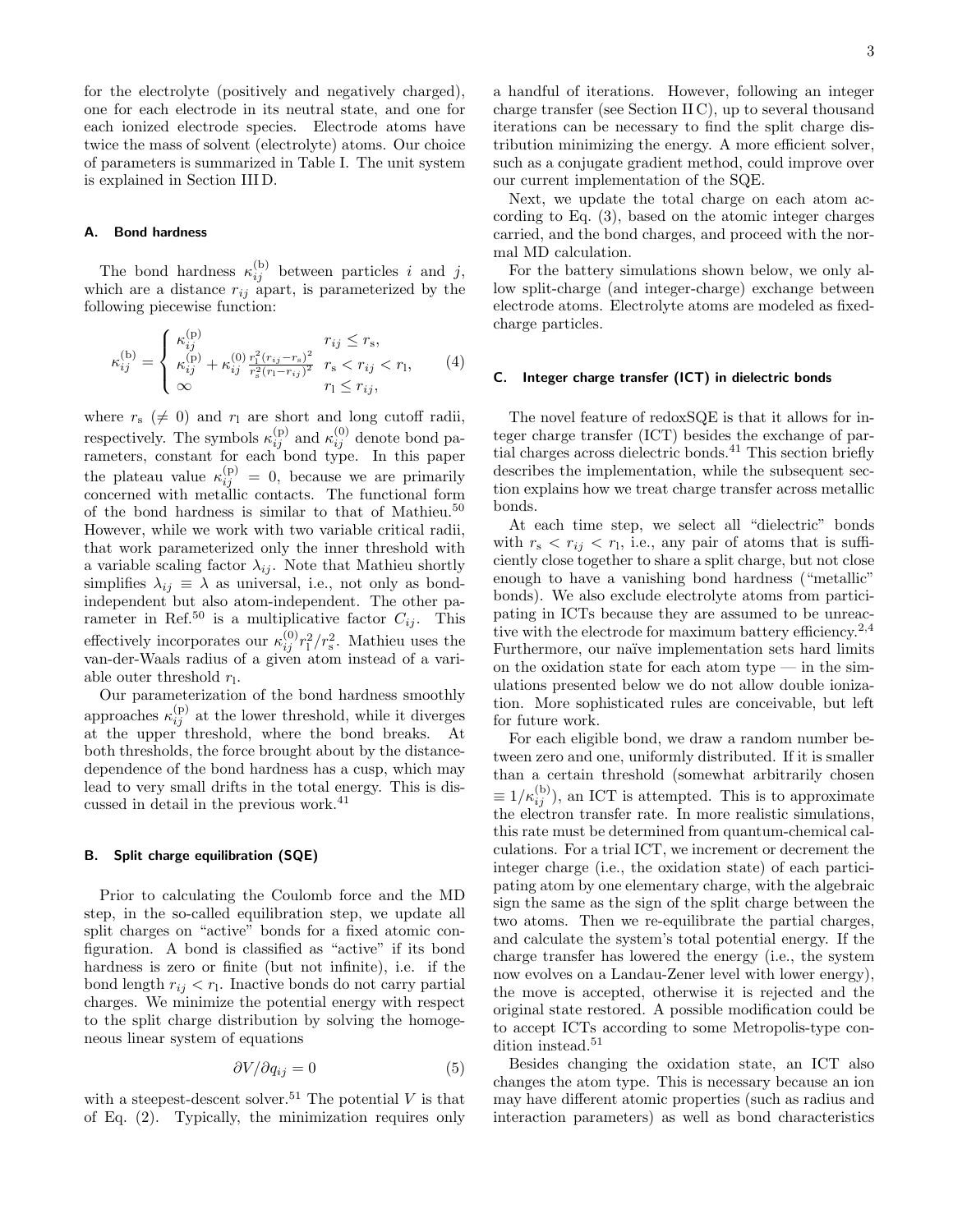for the electrolyte (positively and negatively charged), one for each electrode in its neutral state, and one for each ionized electrode species. Electrode atoms have twice the mass of solvent (electrolyte) atoms. Our choice of parameters is summarized in Table I. The unit system is explained in Section III D.

### A. Bond hardness

The bond hardness $\kappa_{ij}^{(\mathrm{b})}$ between particles $i$ and $j$, which are a distance $r_{ij}$ apart, is parameterized by the following piecewise function:

$$\kappa_{ij}^{(\mathrm{b})} = \begin{cases} \kappa_{ij}^{(\mathrm{p})} & r_{ij} \le r_{\mathrm{s}}, \\ \kappa_{ij}^{(\mathrm{p})} + \kappa_{ij}^{(0)} \frac{r_{\mathrm{l}}^2 (r_{ij} - r_{\mathrm{s}})^2}{r_{\mathrm{s}}^2 (r_{\mathrm{l}} - r_{ij})^2} & r_{\mathrm{s}} < r_{ij} < r_{\mathrm{l}}, \\ \infty & r_{\mathrm{l}} \le r_{ij}, \end{cases} \tag{4}$$

where $r_{\mathrm{s}}$ ($\neq 0$) and $r_{\mathrm{l}}$ are short and long cutoff radii, respectively. The symbols $\kappa_{ij}^{(\mathrm{p})}$ and $\kappa_{ij}^{(0)}$ denote bond parameters, constant for each bond type. In this paper the plateau value $\kappa_{ij}^{(\mathrm{p})} = 0$, because we are primarily concerned with metallic contacts. The functional form of the bond hardness is similar to that of Mathieu.[50] However, while we work with two variable critical radii, that work parameterized only the inner threshold with a variable scaling factor $\lambda_{ij}$. Note that Mathieu shortly simplifies $\lambda_{ij} \equiv \lambda$ as universal, i.e., not only as bond-independent but also atom-independent. The other parameter in Ref.[50] is a multiplicative factor $C_{ij}$. This effectively incorporates our $\kappa_{ij}^{(0)} r_{\mathrm{l}}^2 / r_{\mathrm{s}}^2$. Mathieu uses the van-der-Waals radius of a given atom instead of a variable outer threshold $r_{\mathrm{l}}$.

Our parameterization of the bond hardness smoothly approaches $\kappa_{ij}^{(\mathrm{p})}$ at the lower threshold, while it diverges at the upper threshold, where the bond breaks. At both thresholds, the force brought about by the distance-dependence of the bond hardness has a cusp, which may lead to very small drifts in the total energy. This is discussed in detail in the previous work.[41]

### B. Split charge equilibration (SQE)

Prior to calculating the Coulomb force and the MD step, in the so-called equilibration step, we update all split charges on "active" bonds for a fixed atomic configuration. A bond is classified as "active" if its bond hardness is zero or finite (but not infinite), i.e. if the bond length $r_{ij} < r_{\mathrm{l}}$. Inactive bonds do not carry partial charges. We minimize the potential energy with respect to the split charge distribution by solving the homogeneous linear system of equations

$$\partial V / \partial q_{ij} = 0 \tag{5}$$

with a steepest-descent solver.[51] The potential $V$ is that of Eq. (2). Typically, the minimization requires only a handful of iterations. However, following an integer charge transfer (see Section II C), up to several thousand iterations can be necessary to find the split charge distribution minimizing the energy. A more efficient solver, such as a conjugate gradient method, could improve over our current implementation of the SQE.

Next, we update the total charge on each atom according to Eq. (3), based on the atomic integer charges carried, and the bond charges, and proceed with the normal MD calculation.

For the battery simulations shown below, we only allow split-charge (and integer-charge) exchange between electrode atoms. Electrolyte atoms are modeled as fixed-charge particles.

### C. Integer charge transfer (ICT) in dielectric bonds

The novel feature of redoxSQE is that it allows for integer charge transfer (ICT) besides the exchange of partial charges across dielectric bonds.[41] This section briefly describes the implementation, while the subsequent section explains how we treat charge transfer across metallic bonds.

At each time step, we select all "dielectric" bonds with $r_{\mathrm{s}} < r_{ij} < r_{\mathrm{l}}$, i.e., any pair of atoms that is sufficiently close together to share a split charge, but not close enough to have a vanishing bond hardness ("metallic" bonds). We also exclude electrolyte atoms from participating in ICTs because they are assumed to be unreactive with the electrode for maximum battery efficiency.[2,4] Furthermore, our naïve implementation sets hard limits on the oxidation state for each atom type — in the simulations presented below we do not allow double ionization. More sophisticated rules are conceivable, but left for future work.

For each eligible bond, we draw a random number between zero and one, uniformly distributed. If it is smaller than a certain threshold (somewhat arbitrarily chosen $\equiv 1/\kappa_{ij}^{(\mathrm{b})}$), an ICT is attempted. This is to approximate the electron transfer rate. In more realistic simulations, this rate must be determined from quantum-chemical calculations. For a trial ICT, we increment or decrement the integer charge (i.e., the oxidation state) of each participating atom by one elementary charge, with the algebraic sign the same as the sign of the split charge between the two atoms. Then we re-equilibrate the partial charges, and calculate the system's total potential energy. If the charge transfer has lowered the energy (i.e., the system now evolves on a Landau-Zener level with lower energy), the move is accepted, otherwise it is rejected and the original state restored. A possible modification could be to accept ICTs according to some Metropolis-type condition instead.[51]

Besides changing the oxidation state, an ICT also changes the atom type. This is necessary because an ion may have different atomic properties (such as radius and interaction parameters) as well as bond characteristics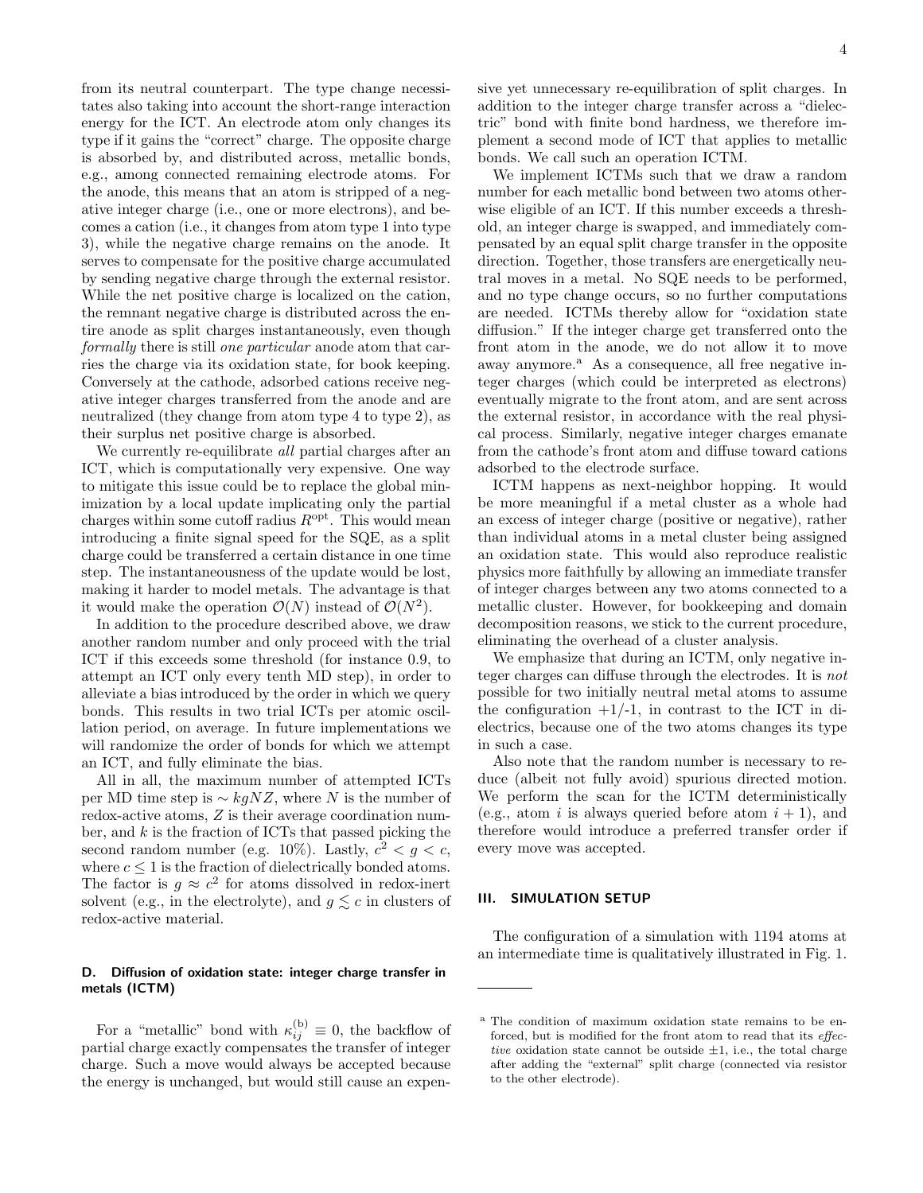from its neutral counterpart. The type change necessitates also taking into account the short-range interaction energy for the ICT. An electrode atom only changes its type if it gains the "correct" charge. The opposite charge is absorbed by, and distributed across, metallic bonds, e.g., among connected remaining electrode atoms. For the anode, this means that an atom is stripped of a negative integer charge (i.e., one or more electrons), and becomes a cation (i.e., it changes from atom type 1 into type 3), while the negative charge remains on the anode. It serves to compensate for the positive charge accumulated by sending negative charge through the external resistor. While the net positive charge is localized on the cation, the remnant negative charge is distributed across the entire anode as split charges instantaneously, even though *formally* there is still *one particular* anode atom that carries the charge via its oxidation state, for book keeping. Conversely at the cathode, adsorbed cations receive negative integer charges transferred from the anode and are neutralized (they change from atom type 4 to type 2), as their surplus net positive charge is absorbed.

We currently re-equilibrate *all* partial charges after an ICT, which is computationally very expensive. One way to mitigate this issue could be to replace the global minimization by a local update implicating only the partial charges within some cutoff radius $R^{\text{opt}}$. This would mean introducing a finite signal speed for the SQE, as a split charge could be transferred a certain distance in one time step. The instantaneousness of the update would be lost, making it harder to model metals. The advantage is that it would make the operation $\mathcal{O}(N)$ instead of $\mathcal{O}(N^2)$.

In addition to the procedure described above, we draw another random number and only proceed with the trial ICT if this exceeds some threshold (for instance 0.9, to attempt an ICT only every tenth MD step), in order to alleviate a bias introduced by the order in which we query bonds. This results in two trial ICTs per atomic oscillation period, on average. In future implementations we will randomize the order of bonds for which we attempt an ICT, and fully eliminate the bias.

All in all, the maximum number of attempted ICTs per MD time step is $\sim kgNZ$, where $N$ is the number of redox-active atoms, $Z$ is their average coordination number, and $k$ is the fraction of ICTs that passed picking the second random number (e.g. 10%). Lastly, $c^2 < g < c$, where $c \leq 1$ is the fraction of dielectrically bonded atoms. The factor is $g \approx c^2$ for atoms dissolved in redox-inert solvent (e.g., in the electrolyte), and $g \lesssim c$ in clusters of redox-active material.

### D. Diffusion of oxidation state: integer charge transfer in metals (ICTM)

For a "metallic" bond with $\kappa_{ij}^{(\text{b})} \equiv 0$, the backflow of partial charge exactly compensates the transfer of integer charge. Such a move would always be accepted because the energy is unchanged, but would still cause an expensive yet unnecessary re-equilibration of split charges. In addition to the integer charge transfer across a "dielectric" bond with finite bond hardness, we therefore implement a second mode of ICT that applies to metallic bonds. We call such an operation ICTM.

We implement ICTMs such that we draw a random number for each metallic bond between two atoms otherwise eligible of an ICT. If this number exceeds a threshold, an integer charge is swapped, and immediately compensated by an equal split charge transfer in the opposite direction. Together, those transfers are energetically neutral moves in a metal. No SQE needs to be performed, and no type change occurs, so no further computations are needed. ICTMs thereby allow for "oxidation state diffusion." If the integer charge get transferred onto the front atom in the anode, we do not allow it to move away anymore.[a] As a consequence, all free negative integer charges (which could be interpreted as electrons) eventually migrate to the front atom, and are sent across the external resistor, in accordance with the real physical process. Similarly, negative integer charges emanate from the cathode's front atom and diffuse toward cations adsorbed to the electrode surface.

ICTM happens as next-neighbor hopping. It would be more meaningful if a metal cluster as a whole had an excess of integer charge (positive or negative), rather than individual atoms in a metal cluster being assigned an oxidation state. This would also reproduce realistic physics more faithfully by allowing an immediate transfer of integer charges between any two atoms connected to a metallic cluster. However, for bookkeeping and domain decomposition reasons, we stick to the current procedure, eliminating the overhead of a cluster analysis.

We emphasize that during an ICTM, only negative integer charges can diffuse through the electrodes. It is *not* possible for two initially neutral metal atoms to assume the configuration +1/-1, in contrast to the ICT in dielectrics, because one of the two atoms changes its type in such a case.

Also note that the random number is necessary to reduce (albeit not fully avoid) spurious directed motion. We perform the scan for the ICTM deterministically (e.g., atom $i$ is always queried before atom $i+1$), and therefore would introduce a preferred transfer order if every move was accepted.

## III. SIMULATION SETUP

The configuration of a simulation with 1194 atoms at an intermediate time is qualitatively illustrated in Fig. 1.

---

[a] The condition of maximum oxidation state remains to be enforced, but is modified for the front atom to read that its *effective* oxidation state cannot be outside ±1, i.e., the total charge after adding the "external" split charge (connected via resistor to the other electrode).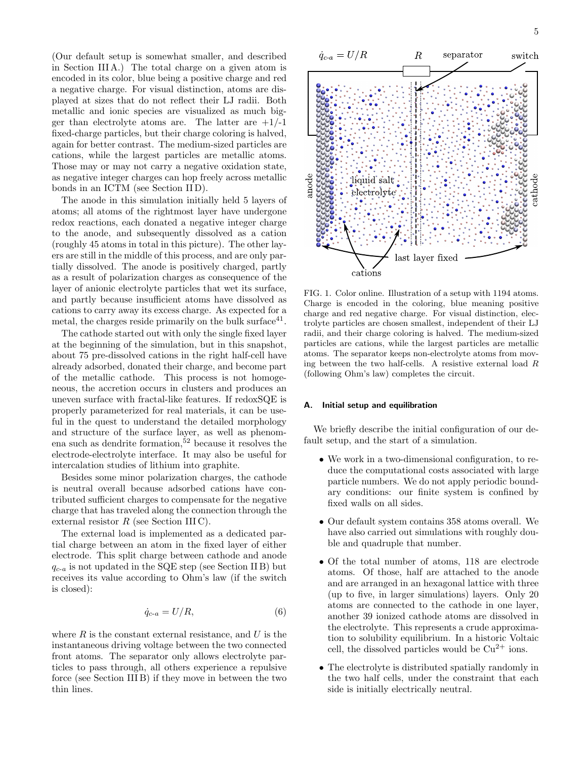(Our default setup is somewhat smaller, and described in Section III A.) The total charge on a given atom is encoded in its color, blue being a positive charge and red a negative charge. For visual distinction, atoms are displayed at sizes that do not reflect their LJ radii. Both metallic and ionic species are visualized as much bigger than electrolyte atoms are. The latter are +1/-1 fixed-charge particles, but their charge coloring is halved, again for better contrast. The medium-sized particles are cations, while the largest particles are metallic atoms. Those may or may not carry a negative oxidation state, as negative integer charges can hop freely across metallic bonds in an ICTM (see Section II D).

The anode in this simulation initially held 5 layers of atoms; all atoms of the rightmost layer have undergone redox reactions, each donated a negative integer charge to the anode, and subsequently dissolved as a cation (roughly 45 atoms in total in this picture). The other layers are still in the middle of this process, and are only partially dissolved. The anode is positively charged, partly as a result of polarization charges as consequence of the layer of anionic electrolyte particles that wet its surface, and partly because insufficient atoms have dissolved as cations to carry away its excess charge. As expected for a metal, the charges reside primarily on the bulk surface[41].

The cathode started out with only the single fixed layer at the beginning of the simulation, but in this snapshot, about 75 pre-dissolved cations in the right half-cell have already adsorbed, donated their charge, and become part of the metallic cathode. This process is not homogeneous, the accretion occurs in clusters and produces an uneven surface with fractal-like features. If redoxSQE is properly parameterized for real materials, it can be useful in the quest to understand the detailed morphology and structure of the surface layer, as well as phenomena such as dendrite formation,[52] because it resolves the electrode-electrolyte interface. It may also be useful for intercalation studies of lithium into graphite.

Besides some minor polarization charges, the cathode is neutral overall because adsorbed cations have contributed sufficient charges to compensate for the negative charge that has traveled along the connection through the external resistor $R$ (see Section III C).

The external load is implemented as a dedicated partial charge between an atom in the fixed layer of either electrode. This split charge between cathode and anode $q_{c\text{-}a}$ is not updated in the SQE step (see Section II B) but receives its value according to Ohm's law (if the switch is closed):

$$\dot{q}_{c\text{-}a} = U/R, \tag{6}$$

where $R$ is the constant external resistance, and $U$ is the instantaneous driving voltage between the two connected front atoms. The separator only allows electrolyte particles to pass through, all others experience a repulsive force (see Section III B) if they move in between the two thin lines.

FIG. 1. Color online. Illustration of a setup with 1194 atoms. Charge is encoded in the coloring, blue meaning positive charge and red negative charge. For visual distinction, electrolyte particles are chosen smallest, independent of their LJ radii, and their charge coloring is halved. The medium-sized particles are cations, while the largest particles are metallic atoms. The separator keeps non-electrolyte atoms from moving between the two half-cells. A resistive external load $R$ (following Ohm's law) completes the circuit.

### A. Initial setup and equilibration

We briefly describe the initial configuration of our default setup, and the start of a simulation.

- We work in a two-dimensional configuration, to reduce the computational costs associated with large particle numbers. We do not apply periodic boundary conditions: our finite system is confined by fixed walls on all sides.
- Our default system contains 358 atoms overall. We have also carried out simulations with roughly double and quadruple that number.
- Of the total number of atoms, 118 are electrode atoms. Of those, half are attached to the anode and are arranged in an hexagonal lattice with three (up to five, in larger simulations) layers. Only 20 atoms are connected to the cathode in one layer, another 39 ionized cathode atoms are dissolved in the electrolyte. This represents a crude approximation to solubility equilibrium. In a historic Voltaic cell, the dissolved particles would be $Cu^{2+}$ ions.
- The electrolyte is distributed spatially randomly in the two half cells, under the constraint that each side is initially electrically neutral.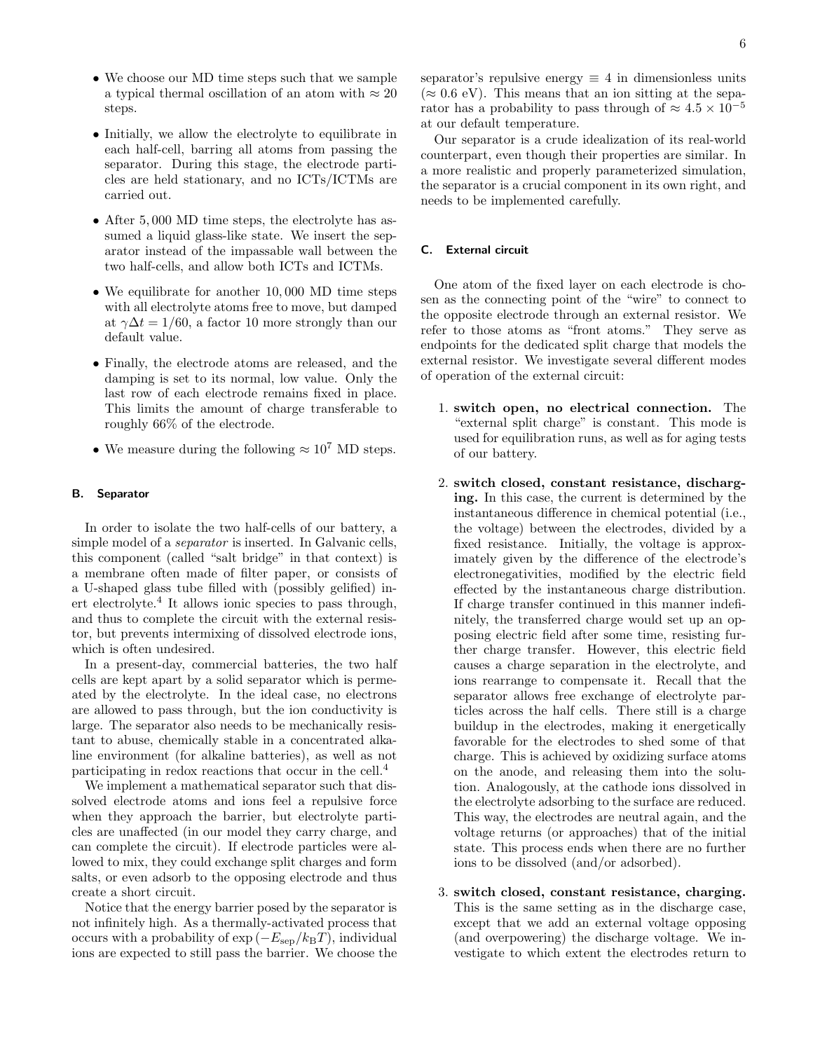- We choose our MD time steps such that we sample a typical thermal oscillation of an atom with $\approx 20$ steps.

- Initially, we allow the electrolyte to equilibrate in each half-cell, barring all atoms from passing the separator. During this stage, the electrode particles are held stationary, and no ICTs/ICTMs are carried out.

- After 5,000 MD time steps, the electrolyte has assumed a liquid glass-like state. We insert the separator instead of the impassable wall between the two half-cells, and allow both ICTs and ICTMs.

- We equilibrate for another 10,000 MD time steps with all electrolyte atoms free to move, but damped at $\gamma\Delta t = 1/60$, a factor 10 more strongly than our default value.

- Finally, the electrode atoms are released, and the damping is set to its normal, low value. Only the last row of each electrode remains fixed in place. This limits the amount of charge transferable to roughly 66% of the electrode.

- We measure during the following $\approx 10^7$ MD steps.

### B. Separator

In order to isolate the two half-cells of our battery, a simple model of a *separator* is inserted. In Galvanic cells, this component (called "salt bridge" in that context) is a membrane often made of filter paper, or consists of a U-shaped glass tube filled with (possibly gelified) inert electrolyte.[4] It allows ionic species to pass through, and thus to complete the circuit with the external resistor, but prevents intermixing of dissolved electrode ions, which is often undesired.

In a present-day, commercial batteries, the two half cells are kept apart by a solid separator which is permeated by the electrolyte. In the ideal case, no electrons are allowed to pass through, but the ion conductivity is large. The separator also needs to be mechanically resistant to abuse, chemically stable in a concentrated alkaline environment (for alkaline batteries), as well as not participating in redox reactions that occur in the cell.[4]

We implement a mathematical separator such that dissolved electrode atoms and ions feel a repulsive force when they approach the barrier, but electrolyte particles are unaffected (in our model they carry charge, and can complete the circuit). If electrode particles were allowed to mix, they could exchange split charges and form salts, or even adsorb to the opposing electrode and thus create a short circuit.

Notice that the energy barrier posed by the separator is not infinitely high. As a thermally-activated process that occurs with a probability of $\exp(-E_{\mathrm{sep}}/k_{\mathrm{B}}T)$, individual ions are expected to still pass the barrier. We choose the separator's repulsive energy $\equiv 4$ in dimensionless units ($\approx 0.6$ eV). This means that an ion sitting at the separator has a probability to pass through of $\approx 4.5 \times 10^{-5}$ at our default temperature.

Our separator is a crude idealization of its real-world counterpart, even though their properties are similar. In a more realistic and properly parameterized simulation, the separator is a crucial component in its own right, and needs to be implemented carefully.

### C. External circuit

One atom of the fixed layer on each electrode is chosen as the connecting point of the "wire" to connect to the opposite electrode through an external resistor. We refer to those atoms as "front atoms." They serve as endpoints for the dedicated split charge that models the external resistor. We investigate several different modes of operation of the external circuit:

1. **switch open, no electrical connection.** The "external split charge" is constant. This mode is used for equilibration runs, as well as for aging tests of our battery.

2. **switch closed, constant resistance, discharging.** In this case, the current is determined by the instantaneous difference in chemical potential (i.e., the voltage) between the electrodes, divided by a fixed resistance. Initially, the voltage is approximately given by the difference of the electrode's electronegativities, modified by the electric field effected by the instantaneous charge distribution. If charge transfer continued in this manner indefinitely, the transferred charge would set up an opposing electric field after some time, resisting further charge transfer. However, this electric field causes a charge separation in the electrolyte, and ions rearrange to compensate it. Recall that the separator allows free exchange of electrolyte particles across the half cells. There still is a charge buildup in the electrodes, making it energetically favorable for the electrodes to shed some of that charge. This is achieved by oxidizing surface atoms on the anode, and releasing them into the solution. Analogously, at the cathode ions dissolved in the electrolyte adsorbing to the surface are reduced. This way, the electrodes are neutral again, and the voltage returns (or approaches) that of the initial state. This process ends when there are no further ions to be dissolved (and/or adsorbed).

3. **switch closed, constant resistance, charging.** This is the same setting as in the discharge case, except that we add an external voltage opposing (and overpowering) the discharge voltage. We investigate to which extent the electrodes return to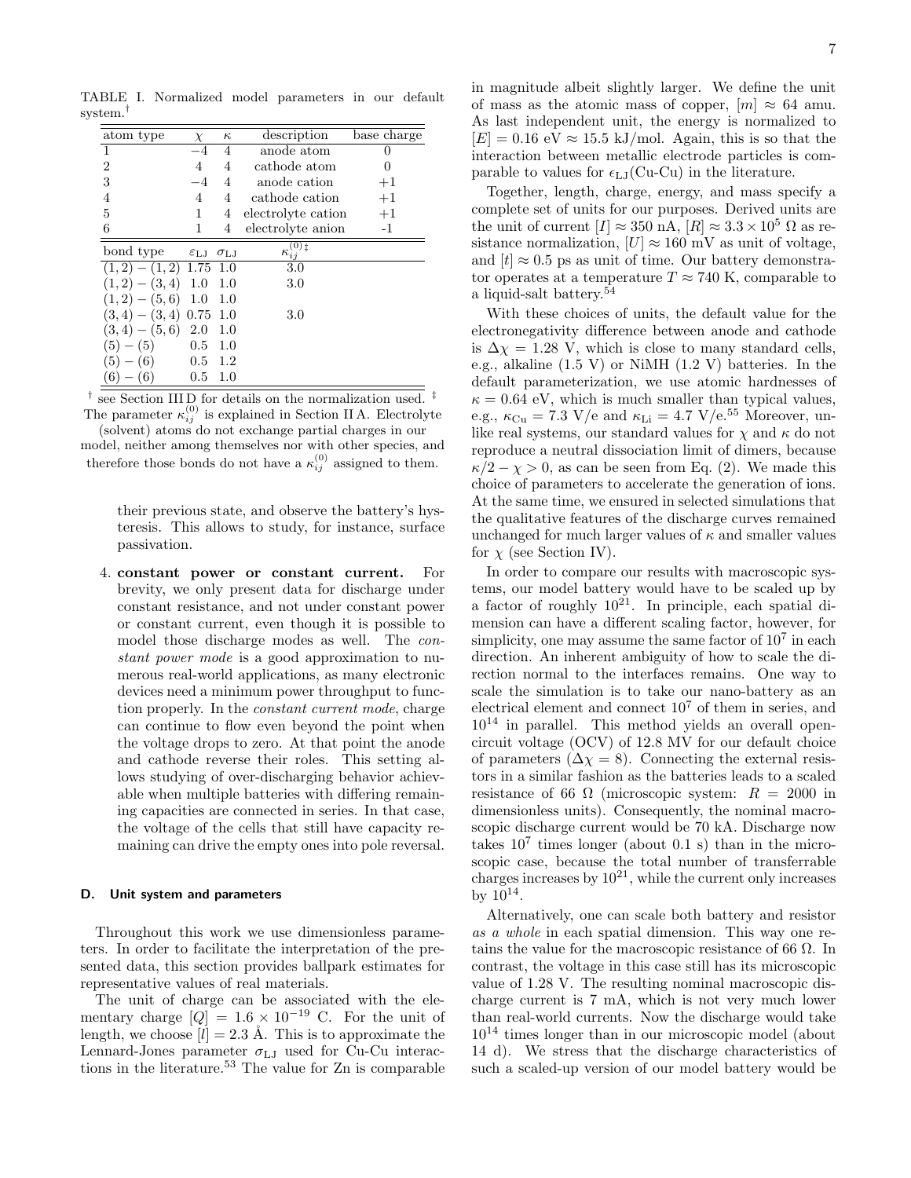TABLE I. Normalized model parameters in our default system.[†]

| atom type | $\chi$ | $\kappa$ | description | base charge |
|---|---|---|---|---|
| 1 | $-4$ | 4 | anode atom | 0 |
| 2 | 4 | 4 | cathode atom | 0 |
| 3 | $-4$ | 4 | anode cation | $+1$ |
| 4 | 4 | 4 | cathode cation | $+1$ |
| 5 | 1 | 4 | electrolyte cation | $+1$ |
| 6 | 1 | 4 | electrolyte anion | -1 |

| bond type | $\varepsilon_{\mathrm{LJ}}$ | $\sigma_{\mathrm{LJ}}$ | $\kappa_{ij}^{(0)\,\ddagger}$ |
|---|---|---|---|
| $(1,2)-(1,2)$ | 1.75 | 1.0 | 3.0 |
| $(1,2)-(3,4)$ | 1.0 | 1.0 | 3.0 |
| $(1,2)-(5,6)$ | 1.0 | 1.0 | |
| $(3,4)-(3,4)$ | 0.75 | 1.0 | 3.0 |
| $(3,4)-(5,6)$ | 2.0 | 1.0 | |
| $(5)-(5)$ | 0.5 | 1.0 | |
| $(5)-(6)$ | 0.5 | 1.2 | |
| $(6)-(6)$ | 0.5 | 1.0 | |

[†] see Section III D for details on the normalization used. [‡] The parameter $\kappa_{ij}^{(0)}$ is explained in Section II A. Electrolyte (solvent) atoms do not exchange partial charges in our model, neither among themselves nor with other species, and therefore those bonds do not have a $\kappa_{ij}^{(0)}$ assigned to them.

their previous state, and observe the battery's hysteresis. This allows to study, for instance, surface passivation.

4. **constant power or constant current.** For brevity, we only present data for discharge under constant resistance, and not under constant power or constant current, even though it is possible to model those discharge modes as well. The *constant power mode* is a good approximation to numerous real-world applications, as many electronic devices need a minimum power throughput to function properly. In the *constant current mode*, charge can continue to flow even beyond the point when the voltage drops to zero. At that point the anode and cathode reverse their roles. This setting allows studying of over-discharging behavior achievable when multiple batteries with differing remaining capacities are connected in series. In that case, the voltage of the cells that still have capacity remaining can drive the empty ones into pole reversal.

### D. Unit system and parameters

Throughout this work we use dimensionless parameters. In order to facilitate the interpretation of the presented data, this section provides ballpark estimates for representative values of real materials.

The unit of charge can be associated with the elementary charge $[Q] = 1.6 \times 10^{-19}$ C. For the unit of length, we choose $[l] = 2.3$ Å. This is to approximate the Lennard-Jones parameter $\sigma_{\mathrm{LJ}}$ used for Cu-Cu interactions in the literature.[53] The value for Zn is comparable in magnitude albeit slightly larger. We define the unit of mass as the atomic mass of copper, $[m] \approx 64$ amu. As last independent unit, the energy is normalized to $[E] = 0.16$ eV $\approx 15.5$ kJ/mol. Again, this is so that the interaction between metallic electrode particles is comparable to values for $\epsilon_{\mathrm{LJ}}$(Cu-Cu) in the literature.

Together, length, charge, energy, and mass specify a complete set of units for our purposes. Derived units are the unit of current $[I] \approx 350$ nA, $[R] \approx 3.3 \times 10^5$ Ω as resistance normalization, $[U] \approx 160$ mV as unit of voltage, and $[t] \approx 0.5$ ps as unit of time. Our battery demonstrator operates at a temperature $T \approx 740$ K, comparable to a liquid-salt battery.[54]

With these choices of units, the default value for the electronegativity difference between anode and cathode is $\Delta\chi = 1.28$ V, which is close to many standard cells, e.g., alkaline (1.5 V) or NiMH (1.2 V) batteries. In the default parameterization, we use atomic hardnesses of $\kappa = 0.64$ eV, which is much smaller than typical values, e.g., $\kappa_{\mathrm{Cu}} = 7.3$ V/e and $\kappa_{\mathrm{Li}} = 4.7$ V/e.[55] Moreover, unlike real systems, our standard values for $\chi$ and $\kappa$ do not reproduce a neutral dissociation limit of dimers, because $\kappa/2 - \chi > 0$, as can be seen from Eq. (2). We made this choice of parameters to accelerate the generation of ions. At the same time, we ensured in selected simulations that the qualitative features of the discharge curves remained unchanged for much larger values of $\kappa$ and smaller values for $\chi$ (see Section IV).

In order to compare our results with macroscopic systems, our model battery would have to be scaled up by a factor of roughly $10^{21}$. In principle, each spatial dimension can have a different scaling factor, however, for simplicity, one may assume the same factor of $10^7$ in each direction. An inherent ambiguity of how to scale the direction normal to the interfaces remains. One way to scale the simulation is to take our nano-battery as an electrical element and connect $10^7$ of them in series, and $10^{14}$ in parallel. This method yields an overall open-circuit voltage (OCV) of 12.8 MV for our default choice of parameters ($\Delta\chi = 8$). Connecting the external resistors in a similar fashion as the batteries leads to a scaled resistance of 66 Ω (microscopic system: $R = 2000$ in dimensionless units). Consequently, the nominal macroscopic discharge current would be 70 kA. Discharge now takes $10^7$ times longer (about 0.1 s) than in the microscopic case, because the total number of transferrable charges increases by $10^{21}$, while the current only increases by $10^{14}$.

Alternatively, one can scale both battery and resistor *as a whole* in each spatial dimension. This way one retains the value for the macroscopic resistance of 66 Ω. In contrast, the voltage in this case still has its microscopic value of 1.28 V. The resulting nominal macroscopic discharge current is 7 mA, which is not very much lower than real-world currents. Now the discharge would take $10^{14}$ times longer than in our microscopic model (about 14 d). We stress that the discharge characteristics of such a scaled-up version of our model battery would be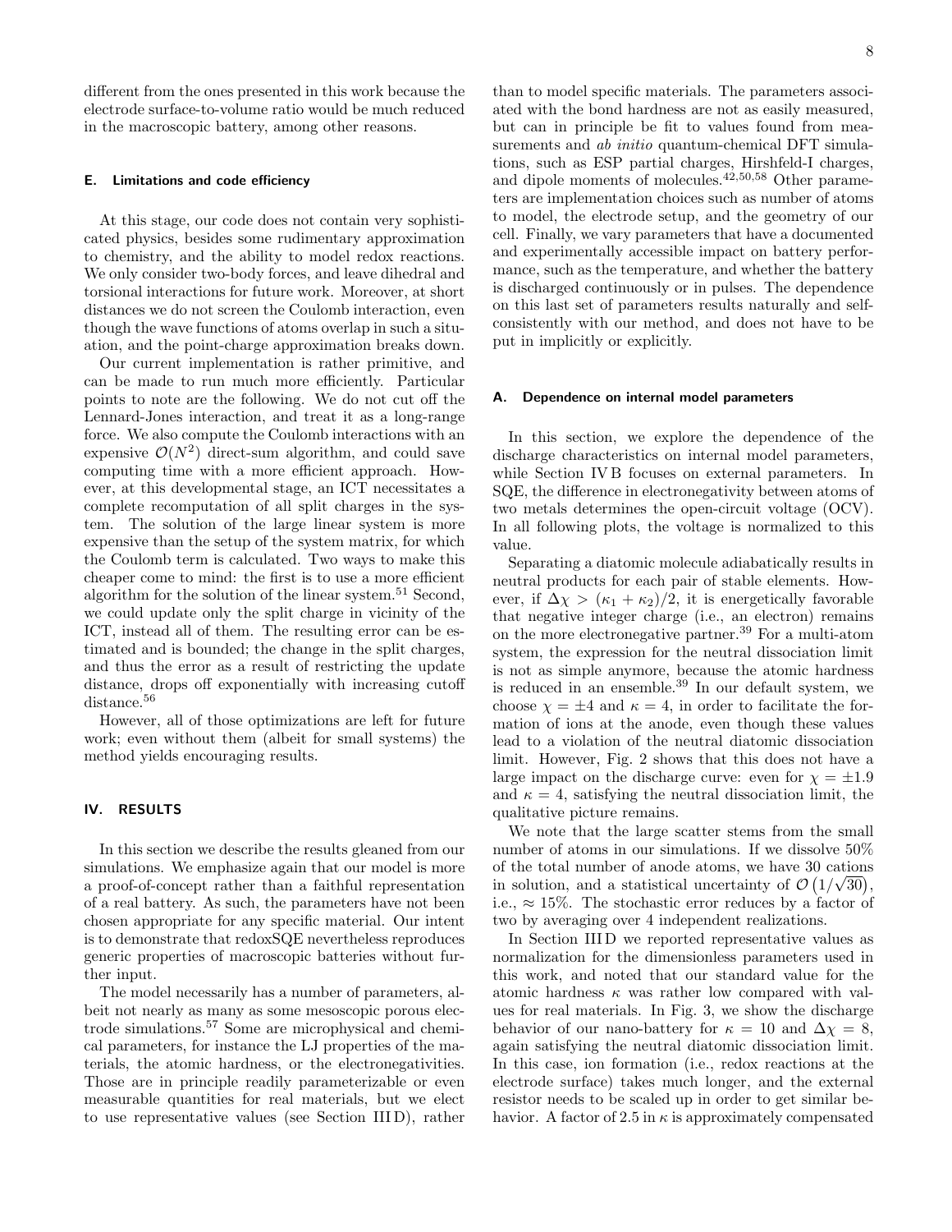different from the ones presented in this work because the electrode surface-to-volume ratio would be much reduced in the macroscopic battery, among other reasons.

### E. Limitations and code efficiency

At this stage, our code does not contain very sophisticated physics, besides some rudimentary approximation to chemistry, and the ability to model redox reactions. We only consider two-body forces, and leave dihedral and torsional interactions for future work. Moreover, at short distances we do not screen the Coulomb interaction, even though the wave functions of atoms overlap in such a situation, and the point-charge approximation breaks down.

Our current implementation is rather primitive, and can be made to run much more efficiently. Particular points to note are the following. We do not cut off the Lennard-Jones interaction, and treat it as a long-range force. We also compute the Coulomb interactions with an expensive $\mathcal{O}(N^2)$ direct-sum algorithm, and could save computing time with a more efficient approach. However, at this developmental stage, an ICT necessitates a complete recomputation of all split charges in the system. The solution of the large linear system is more expensive than the setup of the system matrix, for which the Coulomb term is calculated. Two ways to make this cheaper come to mind: the first is to use a more efficient algorithm for the solution of the linear system.[51] Second, we could update only the split charge in vicinity of the ICT, instead all of them. The resulting error can be estimated and is bounded; the change in the split charges, and thus the error as a result of restricting the update distance, drops off exponentially with increasing cutoff distance.[56]

However, all of those optimizations are left for future work; even without them (albeit for small systems) the method yields encouraging results.

## IV. RESULTS

In this section we describe the results gleaned from our simulations. We emphasize again that our model is more a proof-of-concept rather than a faithful representation of a real battery. As such, the parameters have not been chosen appropriate for any specific material. Our intent is to demonstrate that redoxSQE nevertheless reproduces generic properties of macroscopic batteries without further input.

The model necessarily has a number of parameters, albeit not nearly as many as some mesoscopic porous electrode simulations.[57] Some are microphysical and chemical parameters, for instance the LJ properties of the materials, the atomic hardness, or the electronegativities. Those are in principle readily parameterizable or even measurable quantities for real materials, but we elect to use representative values (see Section III D), rather than to model specific materials. The parameters associated with the bond hardness are not as easily measured, but can in principle be fit to values found from measurements and *ab initio* quantum-chemical DFT simulations, such as ESP partial charges, Hirshfeld-I charges, and dipole moments of molecules.[42,50,58] Other parameters are implementation choices such as number of atoms to model, the electrode setup, and the geometry of our cell. Finally, we vary parameters that have a documented and experimentally accessible impact on battery performance, such as the temperature, and whether the battery is discharged continuously or in pulses. The dependence on this last set of parameters results naturally and self-consistently with our method, and does not have to be put in implicitly or explicitly.

### A. Dependence on internal model parameters

In this section, we explore the dependence of the discharge characteristics on internal model parameters, while Section IV B focuses on external parameters. In SQE, the difference in electronegativity between atoms of two metals determines the open-circuit voltage (OCV). In all following plots, the voltage is normalized to this value.

Separating a diatomic molecule adiabatically results in neutral products for each pair of stable elements. However, if $\Delta\chi > (\kappa_1 + \kappa_2)/2$, it is energetically favorable that negative integer charge (i.e., an electron) remains on the more electronegative partner.[39] For a multi-atom system, the expression for the neutral dissociation limit is not as simple anymore, because the atomic hardness is reduced in an ensemble.[39] In our default system, we choose $\chi = \pm 4$ and $\kappa = 4$, in order to facilitate the formation of ions at the anode, even though these values lead to a violation of the neutral diatomic dissociation limit. However, Fig. 2 shows that this does not have a large impact on the discharge curve: even for $\chi = \pm 1.9$ and $\kappa = 4$, satisfying the neutral dissociation limit, the qualitative picture remains.

We note that the large scatter stems from the small number of atoms in our simulations. If we dissolve 50% of the total number of anode atoms, we have 30 cations in solution, and a statistical uncertainty of $\mathcal{O}\left(1/\sqrt{30}\right)$, i.e., $\approx 15\%$. The stochastic error reduces by a factor of two by averaging over 4 independent realizations.

In Section III D we reported representative values as normalization for the dimensionless parameters used in this work, and noted that our standard value for the atomic hardness $\kappa$ was rather low compared with values for real materials. In Fig. 3, we show the discharge behavior of our nano-battery for $\kappa = 10$ and $\Delta\chi = 8$, again satisfying the neutral diatomic dissociation limit. In this case, ion formation (i.e., redox reactions at the electrode surface) takes much longer, and the external resistor needs to be scaled up in order to get similar behavior. A factor of 2.5 in $\kappa$ is approximately compensated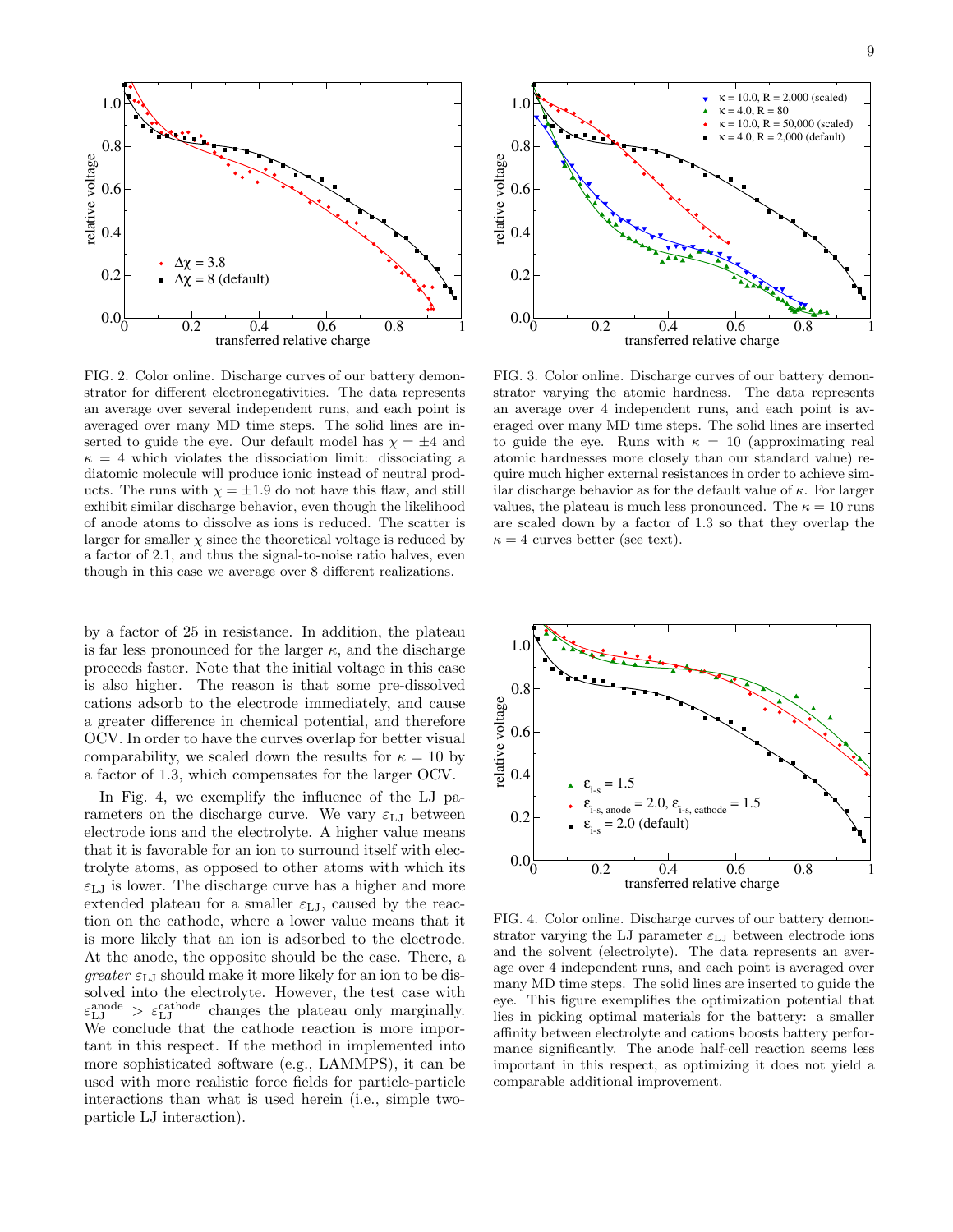FIG. 2. Color online. Discharge curves of our battery demonstrator for different electronegativities. The data represents an average over several independent runs, and each point is averaged over many MD time steps. The solid lines are inserted to guide the eye. Our default model has $\chi = \pm 4$ and $\kappa = 4$ which violates the dissociation limit: dissociating a diatomic molecule will produce ionic instead of neutral products. The runs with $\chi = \pm 1.9$ do not have this flaw, and still exhibit similar discharge behavior, even though the likelihood of anode atoms to dissolve as ions is reduced. The scatter is larger for smaller $\chi$ since the theoretical voltage is reduced by a factor of 2.1, and thus the signal-to-noise ratio halves, even though in this case we average over 8 different realizations.

FIG. 3. Color online. Discharge curves of our battery demonstrator varying the atomic hardness. The data represents an average over 4 independent runs, and each point is averaged over many MD time steps. The solid lines are inserted to guide the eye. Runs with $\kappa = 10$ (approximating real atomic hardnesses more closely than our standard value) require much higher external resistances in order to achieve similar discharge behavior as for the default value of $\kappa$. For larger values, the plateau is much less pronounced. The $\kappa = 10$ runs are scaled down by a factor of 1.3 so that they overlap the $\kappa = 4$ curves better (see text).

by a factor of 25 in resistance. In addition, the plateau is far less pronounced for the larger $\kappa$, and the discharge proceeds faster. Note that the initial voltage in this case is also higher. The reason is that some pre-dissolved cations adsorb to the electrode immediately, and cause a greater difference in chemical potential, and therefore OCV. In order to have the curves overlap for better visual comparability, we scaled down the results for $\kappa = 10$ by a factor of 1.3, which compensates for the larger OCV.

In Fig. 4, we exemplify the influence of the LJ parameters on the discharge curve. We vary $\varepsilon_{\mathrm{LJ}}$ between electrode ions and the electrolyte. A higher value means that it is favorable for an ion to surround itself with electrolyte atoms, as opposed to other atoms with which its $\varepsilon_{\mathrm{LJ}}$ is lower. The discharge curve has a higher and more extended plateau for a smaller $\varepsilon_{\mathrm{LJ}}$, caused by the reaction on the cathode, where a lower value means that it is more likely that an ion is adsorbed to the electrode. At the anode, the opposite should be the case. There, a *greater* $\varepsilon_{\mathrm{LJ}}$ should make it more likely for an ion to be dissolved into the electrolyte. However, the test case with $\varepsilon_{\mathrm{LJ}}^{\mathrm{anode}} > \varepsilon_{\mathrm{LJ}}^{\mathrm{cathode}}$ changes the plateau only marginally. We conclude that the cathode reaction is more important in this respect. If the method in implemented into more sophisticated software (e.g., LAMMPS), it can be used with more realistic force fields for particle-particle interactions than what is used herein (i.e., simple two-particle LJ interaction).

FIG. 4. Color online. Discharge curves of our battery demonstrator varying the LJ parameter $\varepsilon_{\mathrm{LJ}}$ between electrode ions and the solvent (electrolyte). The data represents an average over 4 independent runs, and each point is averaged over many MD time steps. The solid lines are inserted to guide the eye. This figure exemplifies the optimization potential that lies in picking optimal materials for the battery: a smaller affinity between electrolyte and cations boosts battery performance significantly. The anode half-cell reaction seems less important in this respect, as optimizing it does not yield a comparable additional improvement.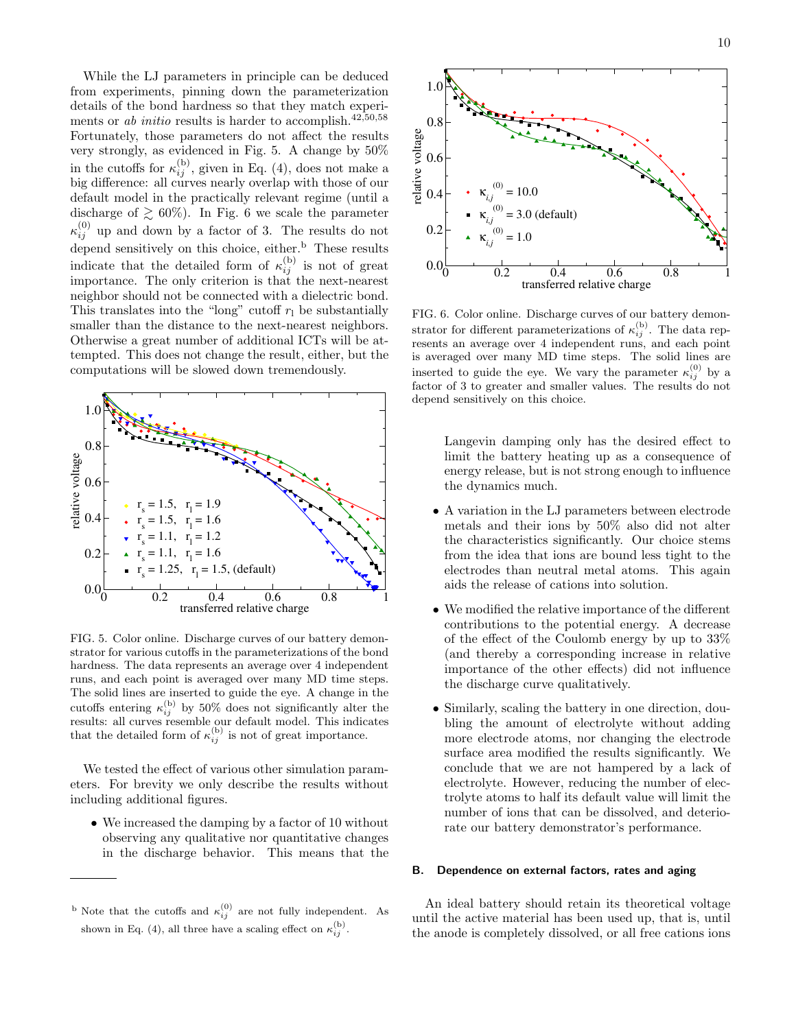While the LJ parameters in principle can be deduced from experiments, pinning down the parameterization details of the bond hardness so that they match experiments or *ab initio* results is harder to accomplish.[42,50,58] Fortunately, those parameters do not affect the results very strongly, as evidenced in Fig. 5. A change by 50% in the cutoffs for $\kappa_{ij}^{(b)}$, given in Eq. (4), does not make a big difference: all curves nearly overlap with those of our default model in the practically relevant regime (until a discharge of $\gtrsim 60\%$). In Fig. 6 we scale the parameter $\kappa_{ij}^{(0)}$ up and down by a factor of 3. The results do not depend sensitively on this choice, either.[b] These results indicate that the detailed form of $\kappa_{ij}^{(b)}$ is not of great importance. The only criterion is that the next-nearest neighbor should not be connected with a dielectric bond. This translates into the "long" cutoff $r_l$ be substantially smaller than the distance to the next-nearest neighbors. Otherwise a great number of additional ICTs will be attempted. This does not change the result, either, but the computations will be slowed down tremendously.

FIG. 5. Color online. Discharge curves of our battery demonstrator for various cutoffs in the parameterizations of the bond hardness. The data represents an average over 4 independent runs, and each point is averaged over many MD time steps. The solid lines are inserted to guide the eye. A change in the cutoffs entering $\kappa_{ij}^{(b)}$ by 50% does not significantly alter the results: all curves resemble our default model. This indicates that the detailed form of $\kappa_{ij}^{(b)}$ is not of great importance.

FIG. 6. Color online. Discharge curves of our battery demonstrator for different parameterizations of $\kappa_{ij}^{(b)}$. The data represents an average over 4 independent runs, and each point is averaged over many MD time steps. The solid lines are inserted to guide the eye. We vary the parameter $\kappa_{ij}^{(0)}$ by a factor of 3 to greater and smaller values. The results do not depend sensitively on this choice.

We tested the effect of various other simulation parameters. For brevity we only describe the results without including additional figures.

- We increased the damping by a factor of 10 without observing any qualitative nor quantitative changes in the discharge behavior. This means that the Langevin damping only has the desired effect to limit the battery heating up as a consequence of energy release, but is not strong enough to influence the dynamics much.
- A variation in the LJ parameters between electrode metals and their ions by 50% also did not alter the characteristics significantly. Our choice stems from the idea that ions are bound less tight to the electrodes than neutral metal atoms. This again aids the release of cations into solution.
- We modified the relative importance of the different contributions to the potential energy. A decrease of the effect of the Coulomb energy by up to 33% (and thereby a corresponding increase in relative importance of the other effects) did not influence the discharge curve qualitatively.
- Similarly, scaling the battery in one direction, doubling the amount of electrolyte without adding more electrode atoms, nor changing the electrode surface area modified the results significantly. We conclude that we are not hampered by a lack of electrolyte. However, reducing the number of electrolyte atoms to half its default value will limit the number of ions that can be dissolved, and deteriorate our battery demonstrator's performance.

### B. Dependence on external factors, rates and aging

An ideal battery should retain its theoretical voltage until the active material has been used up, that is, until the anode is completely dissolved, or all free cations ions

[b] Note that the cutoffs and $\kappa_{ij}^{(0)}$ are not fully independent. As shown in Eq. (4), all three have a scaling effect on $\kappa_{ij}^{(b)}$.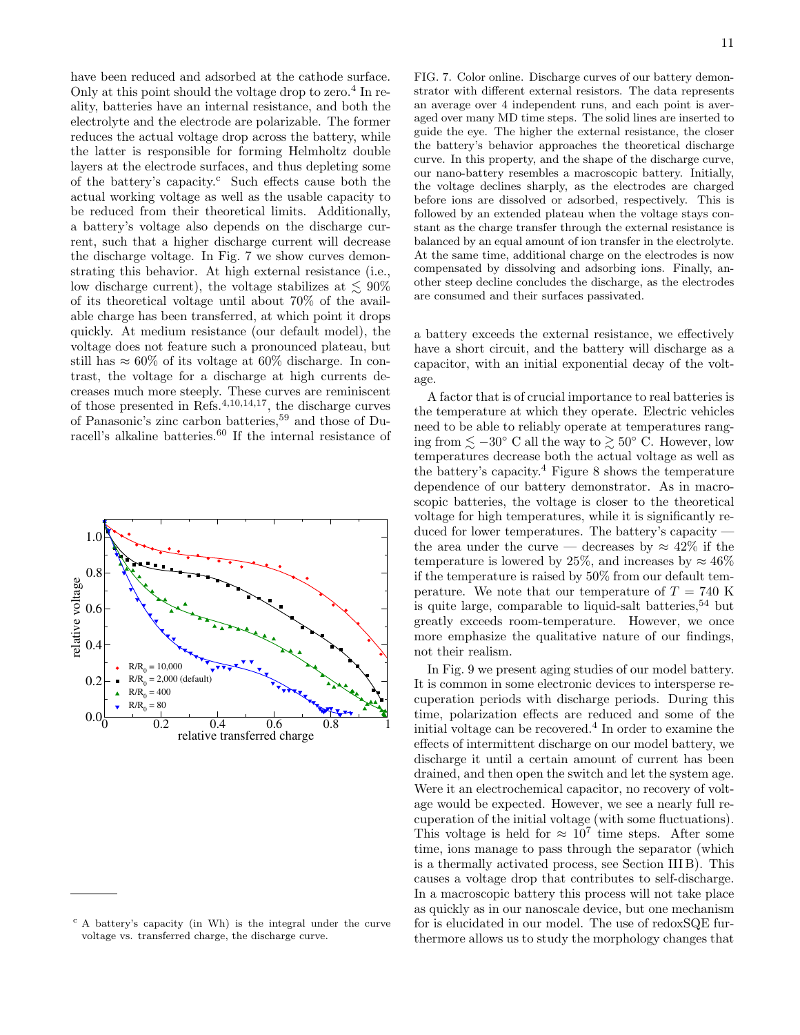have been reduced and adsorbed at the cathode surface. Only at this point should the voltage drop to zero.[4] In reality, batteries have an internal resistance, and both the electrolyte and the electrode are polarizable. The former reduces the actual voltage drop across the battery, while the latter is responsible for forming Helmholtz double layers at the electrode surfaces, and thus depleting some of the battery's capacity.[c] Such effects cause both the actual working voltage as well as the usable capacity to be reduced from their theoretical limits. Additionally, a battery's voltage also depends on the discharge current, such that a higher discharge current will decrease the discharge voltage. In Fig. 7 we show curves demonstrating this behavior. At high external resistance (i.e., low discharge current), the voltage stabilizes at $\lesssim 90\%$ of its theoretical voltage until about 70% of the available charge has been transferred, at which point it drops quickly. At medium resistance (our default model), the voltage does not feature such a pronounced plateau, but still has $\approx 60\%$ of its voltage at 60% discharge. In contrast, the voltage for a discharge at high currents decreases much more steeply. These curves are reminiscent of those presented in Refs.[4,10,14,17], the discharge curves of Panasonic's zinc carbon batteries,[59] and those of Duracell's alkaline batteries.[60] If the internal resistance of a battery exceeds the external resistance, we effectively have a short circuit, and the battery will discharge as a capacitor, with an initial exponential decay of the voltage.

FIG. 7. Color online. Discharge curves of our battery demonstrator with different external resistors. The data represents an average over 4 independent runs, and each point is averaged over many MD time steps. The solid lines are inserted to guide the eye. The higher the external resistance, the closer the battery's behavior approaches the theoretical discharge curve. In this property, and the shape of the discharge curve, our nano-battery resembles a macroscopic battery. Initially, the voltage declines sharply, as the electrodes are charged before ions are dissolved or adsorbed, respectively. This is followed by an extended plateau when the voltage stays constant as the charge transfer through the external resistance is balanced by an equal amount of ion transfer in the electrolyte. At the same time, additional charge on the electrodes is now compensated by dissolving and adsorbing ions. Finally, another steep decline concludes the discharge, as the electrodes are consumed and their surfaces passivated.

A factor that is of crucial importance to real batteries is the temperature at which they operate. Electric vehicles need to be able to reliably operate at temperatures ranging from $\lesssim -30^\circ$ C all the way to $\gtrsim 50^\circ$ C. However, low temperatures decrease both the actual voltage as well as the battery's capacity.[4] Figure 8 shows the temperature dependence of our battery demonstrator. As in macroscopic batteries, the voltage is closer to the theoretical voltage for high temperatures, while it is significantly reduced for lower temperatures. The battery's capacity — the area under the curve — decreases by $\approx 42\%$ if the temperature is lowered by 25%, and increases by $\approx 46\%$ if the temperature is raised by 50% from our default temperature. We note that our temperature of $T = 740$ K is quite large, comparable to liquid-salt batteries,[54] but greatly exceeds room-temperature. However, we once more emphasize the qualitative nature of our findings, not their realism.

In Fig. 9 we present aging studies of our model battery. It is common in some electronic devices to intersperse recuperation periods with discharge periods. During this time, polarization effects are reduced and some of the initial voltage can be recovered.[4] In order to examine the effects of intermittent discharge on our model battery, we discharge it until a certain amount of current has been drained, and then open the switch and let the system age. Were it an electrochemical capacitor, no recovery of voltage would be expected. However, we see a nearly full recuperation of the initial voltage (with some fluctuations). This voltage is held for $\approx 10^7$ time steps. After some time, ions manage to pass through the separator (which is a thermally activated process, see Section III B). This causes a voltage drop that contributes to self-discharge. In a macroscopic battery this process will not take place as quickly as in our nanoscale device, but one mechanism for is elucidated in our model. The use of redoxSQE furthermore allows us to study the morphology changes that

[c] A battery's capacity (in Wh) is the integral under the curve voltage vs. transferred charge, the discharge curve.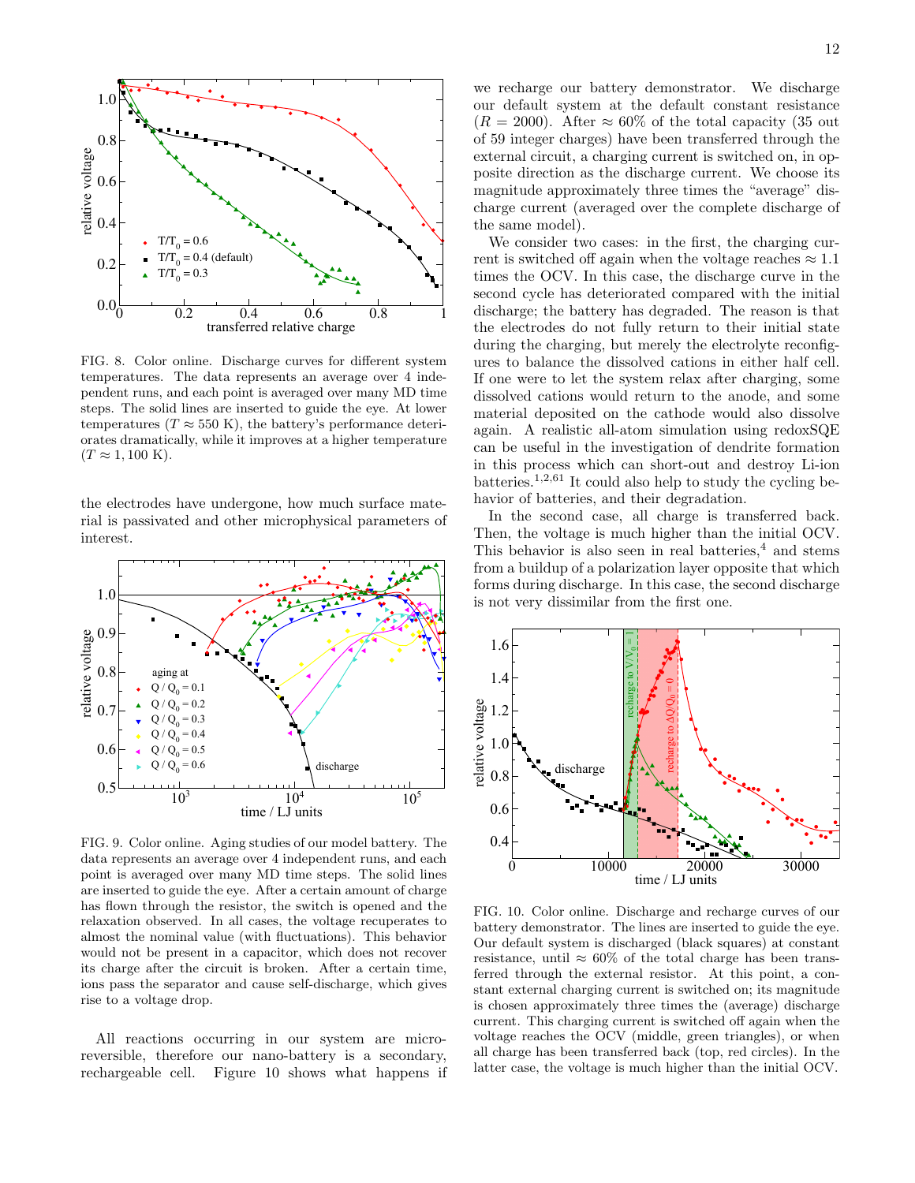FIG. 8. Color online. Discharge curves for different system temperatures. The data represents an average over 4 independent runs, and each point is averaged over many MD time steps. The solid lines are inserted to guide the eye. At lower temperatures ($T \approx 550$ K), the battery's performance deteriorates dramatically, while it improves at a higher temperature ($T \approx 1,100$ K).

the electrodes have undergone, how much surface material is passivated and other microphysical parameters of interest.

FIG. 9. Color online. Aging studies of our model battery. The data represents an average over 4 independent runs, and each point is averaged over many MD time steps. The solid lines are inserted to guide the eye. After a certain amount of charge has flown through the resistor, the switch is opened and the relaxation observed. In all cases, the voltage recuperates to almost the nominal value (with fluctuations). This behavior would not be present in a capacitor, which does not recover its charge after the circuit is broken. After a certain time, ions pass the separator and cause self-discharge, which gives rise to a voltage drop.

All reactions occurring in our system are micro-reversible, therefore our nano-battery is a secondary, rechargeable cell. Figure 10 shows what happens if we recharge our battery demonstrator. We discharge our default system at the default constant resistance ($R = 2000$). After $\approx 60\%$ of the total capacity (35 out of 59 integer charges) have been transferred through the external circuit, a charging current is switched on, in opposite direction as the discharge current. We choose its magnitude approximately three times the "average" discharge current (averaged over the complete discharge of the same model).

We consider two cases: in the first, the charging current is switched off again when the voltage reaches $\approx 1.1$ times the OCV. In this case, the discharge curve in the second cycle has deteriorated compared with the initial discharge; the battery has degraded. The reason is that the electrodes do not fully return to their initial state during the charging, but merely the electrolyte reconfigures to balance the dissolved cations in either half cell. If one were to let the system relax after charging, some dissolved cations would return to the anode, and some material deposited on the cathode would also dissolve again. A realistic all-atom simulation using redoxSQE can be useful in the investigation of dendrite formation in this process which can short-out and destroy Li-ion batteries.[1,2,61] It could also help to study the cycling behavior of batteries, and their degradation.

In the second case, all charge is transferred back. Then, the voltage is much higher than the initial OCV. This behavior is also seen in real batteries,[4] and stems from a buildup of a polarization layer opposite that which forms during discharge. In this case, the second discharge is not very dissimilar from the first one.

FIG. 10. Color online. Discharge and recharge curves of our battery demonstrator. The lines are inserted to guide the eye. Our default system is discharged (black squares) at constant resistance, until $\approx 60\%$ of the total charge has been transferred through the external resistor. At this point, a constant external charging current is switched on; its magnitude is chosen approximately three times the (average) discharge current. This charging current is switched off again when the voltage reaches the OCV (middle, green triangles), or when all charge has been transferred back (top, red circles). In the latter case, the voltage is much higher than the initial OCV.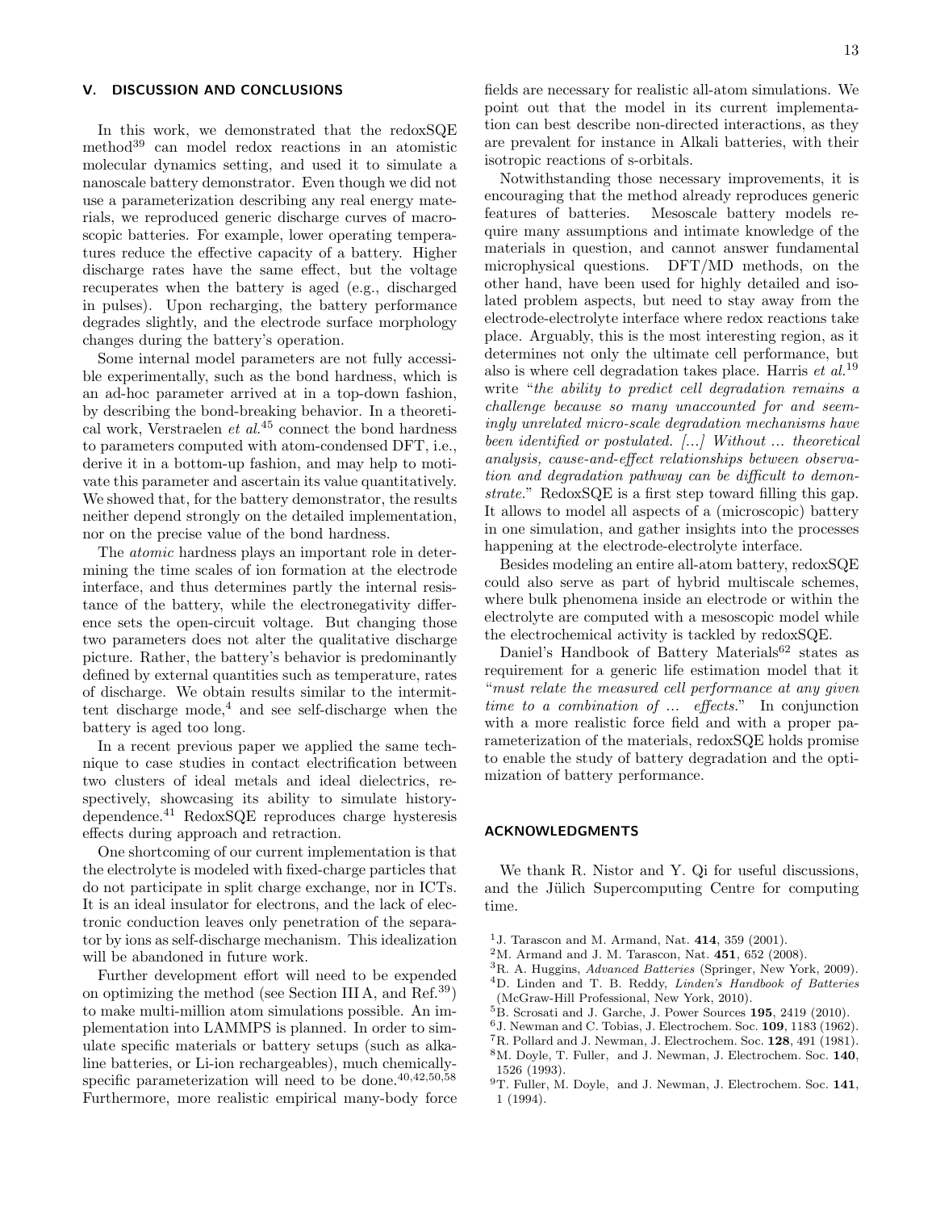## V. DISCUSSION AND CONCLUSIONS

In this work, we demonstrated that the redoxSQE method[39] can model redox reactions in an atomistic molecular dynamics setting, and used it to simulate a nanoscale battery demonstrator. Even though we did not use a parameterization describing any real energy materials, we reproduced generic discharge curves of macroscopic batteries. For example, lower operating temperatures reduce the effective capacity of a battery. Higher discharge rates have the same effect, but the voltage recuperates when the battery is aged (e.g., discharged in pulses). Upon recharging, the battery performance degrades slightly, and the electrode surface morphology changes during the battery's operation.

Some internal model parameters are not fully accessible experimentally, such as the bond hardness, which is an ad-hoc parameter arrived at in a top-down fashion, by describing the bond-breaking behavior. In a theoretical work, Verstraelen *et al.*[45] connect the bond hardness to parameters computed with atom-condensed DFT, i.e., derive it in a bottom-up fashion, and may help to motivate this parameter and ascertain its value quantitatively. We showed that, for the battery demonstrator, the results neither depend strongly on the detailed implementation, nor on the precise value of the bond hardness.

The *atomic* hardness plays an important role in determining the time scales of ion formation at the electrode interface, and thus determines partly the internal resistance of the battery, while the electronegativity difference sets the open-circuit voltage. But changing those two parameters does not alter the qualitative discharge picture. Rather, the battery's behavior is predominantly defined by external quantities such as temperature, rates of discharge. We obtain results similar to the intermittent discharge mode,[4] and see self-discharge when the battery is aged too long.

In a recent previous paper we applied the same technique to case studies in contact electrification between two clusters of ideal metals and ideal dielectrics, respectively, showcasing its ability to simulate history-dependence.[41] RedoxSQE reproduces charge hysteresis effects during approach and retraction.

One shortcoming of our current implementation is that the electrolyte is modeled with fixed-charge particles that do not participate in split charge exchange, nor in ICTs. It is an ideal insulator for electrons, and the lack of electronic conduction leaves only penetration of the separator by ions as self-discharge mechanism. This idealization will be abandoned in future work.

Further development effort will need to be expended on optimizing the method (see Section III A, and Ref.[39]) to make multi-million atom simulations possible. An implementation into LAMMPS is planned. In order to simulate specific materials or battery setups (such as alkaline batteries, or Li-ion rechargeables), much chemically-specific parameterization will need to be done.[40,42,50,58] Furthermore, more realistic empirical many-body force fields are necessary for realistic all-atom simulations. We point out that the model in its current implementation can best describe non-directed interactions, as they are prevalent for instance in Alkali batteries, with their isotropic reactions of s-orbitals.

Notwithstanding those necessary improvements, it is encouraging that the method already reproduces generic features of batteries. Mesoscale battery models require many assumptions and intimate knowledge of the materials in question, and cannot answer fundamental microphysical questions. DFT/MD methods, on the other hand, have been used for highly detailed and isolated problem aspects, but need to stay away from the electrode-electrolyte interface where redox reactions take place. Arguably, this is the most interesting region, as it determines not only the ultimate cell performance, but also is where cell degradation takes place. Harris *et al.*[19] write "*the ability to predict cell degradation remains a challenge because so many unaccounted for and seemingly unrelated micro-scale degradation mechanisms have been identified or postulated. [...] Without ... theoretical analysis, cause-and-effect relationships between observation and degradation pathway can be difficult to demonstrate.*" RedoxSQE is a first step toward filling this gap. It allows to model all aspects of a (microscopic) battery in one simulation, and gather insights into the processes happening at the electrode-electrolyte interface.

Besides modeling an entire all-atom battery, redoxSQE could also serve as part of hybrid multiscale schemes, where bulk phenomena inside an electrode or within the electrolyte are computed with a mesoscopic model while the electrochemical activity is tackled by redoxSQE.

Daniel's Handbook of Battery Materials[62] states as requirement for a generic life estimation model that it "*must relate the measured cell performance at any given time to a combination of ... effects.*" In conjunction with a more realistic force field and with a proper parameterization of the materials, redoxSQE holds promise to enable the study of battery degradation and the optimization of battery performance.

## ACKNOWLEDGMENTS

We thank R. Nistor and Y. Qi for useful discussions, and the Jülich Supercomputing Centre for computing time.

[1] J. Tarascon and M. Armand, Nat. **414**, 359 (2001).
[2] M. Armand and J. M. Tarascon, Nat. **451**, 652 (2008).
[3] R. A. Huggins, *Advanced Batteries* (Springer, New York, 2009).
[4] D. Linden and T. B. Reddy, *Linden's Handbook of Batteries* (McGraw-Hill Professional, New York, 2010).
[5] B. Scrosati and J. Garche, J. Power Sources **195**, 2419 (2010).
[6] J. Newman and C. Tobias, J. Electrochem. Soc. **109**, 1183 (1962).
[7] R. Pollard and J. Newman, J. Electrochem. Soc. **128**, 491 (1981).
[8] M. Doyle, T. Fuller, and J. Newman, J. Electrochem. Soc. **140**, 1526 (1993).
[9] T. Fuller, M. Doyle, and J. Newman, J. Electrochem. Soc. **141**, 1 (1994).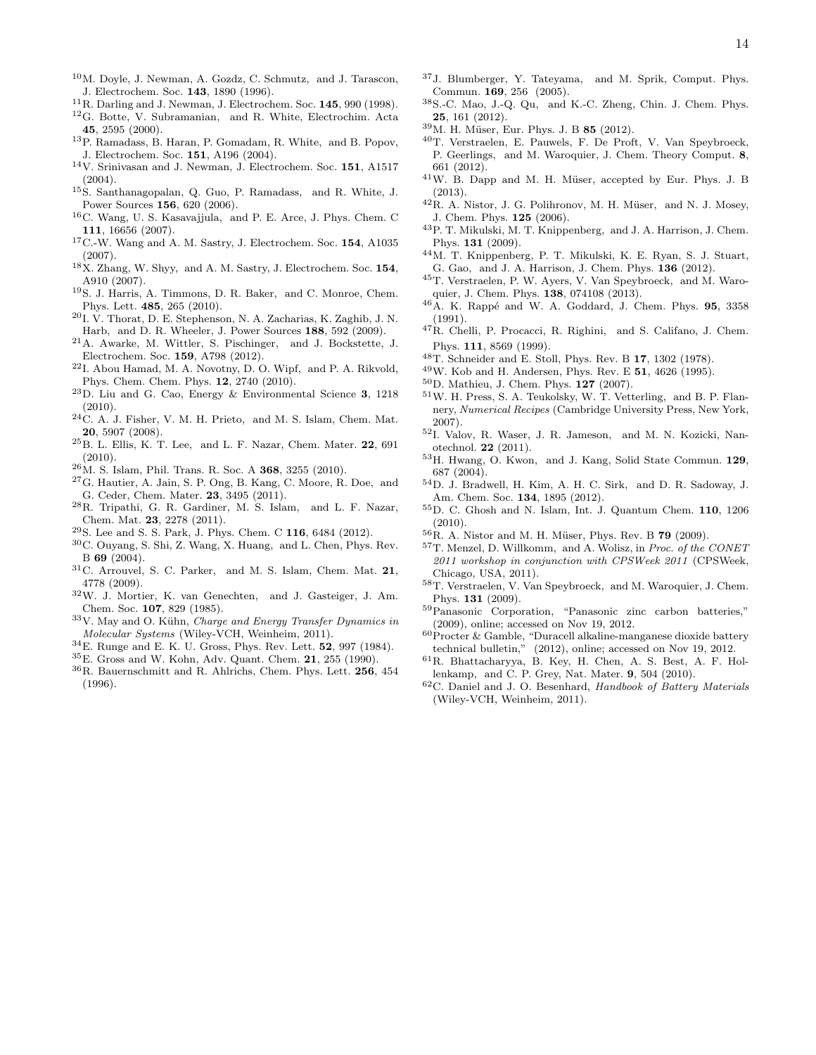[10]M. Doyle, J. Newman, A. Gozdz, C. Schmutz, and J. Tarascon, J. Electrochem. Soc. **143**, 1890 (1996).

[11]R. Darling and J. Newman, J. Electrochem. Soc. **145**, 990 (1998).

[12]G. Botte, V. Subramanian, and R. White, Electrochim. Acta **45**, 2595 (2000).

[13]P. Ramadass, B. Haran, P. Gomadam, R. White, and B. Popov, J. Electrochem. Soc. **151**, A196 (2004).

[14]V. Srinivasan and J. Newman, J. Electrochem. Soc. **151**, A1517 (2004).

[15]S. Santhanagopalan, Q. Guo, P. Ramadass, and R. White, J. Power Sources **156**, 620 (2006).

[16]C. Wang, U. S. Kasavajjula, and P. E. Arce, J. Phys. Chem. C **111**, 16656 (2007).

[17]C.-W. Wang and A. M. Sastry, J. Electrochem. Soc. **154**, A1035 (2007).

[18]X. Zhang, W. Shyy, and A. M. Sastry, J. Electrochem. Soc. **154**, A910 (2007).

[19]S. J. Harris, A. Timmons, D. R. Baker, and C. Monroe, Chem. Phys. Lett. **485**, 265 (2010).

[20]I. V. Thorat, D. E. Stephenson, N. A. Zacharias, K. Zaghib, J. N. Harb, and D. R. Wheeler, J. Power Sources **188**, 592 (2009).

[21]A. Awarke, M. Wittler, S. Pischinger, and J. Bockstette, J. Electrochem. Soc. **159**, A798 (2012).

[22]I. Abou Hamad, M. A. Novotny, D. O. Wipf, and P. A. Rikvold, Phys. Chem. Chem. Phys. **12**, 2740 (2010).

[23]D. Liu and G. Cao, Energy & Environmental Science **3**, 1218 (2010).

[24]C. A. J. Fisher, V. M. H. Prieto, and M. S. Islam, Chem. Mat. **20**, 5907 (2008).

[25]B. L. Ellis, K. T. Lee, and L. F. Nazar, Chem. Mater. **22**, 691 (2010).

[26]M. S. Islam, Phil. Trans. R. Soc. A **368**, 3255 (2010).

[27]G. Hautier, A. Jain, S. P. Ong, B. Kang, C. Moore, R. Doe, and G. Ceder, Chem. Mater. **23**, 3495 (2011).

[28]R. Tripathi, G. R. Gardiner, M. S. Islam, and L. F. Nazar, Chem. Mat. **23**, 2278 (2011).

[29]S. Lee and S. S. Park, J. Phys. Chem. C **116**, 6484 (2012).

[30]C. Ouyang, S. Shi, Z. Wang, X. Huang, and L. Chen, Phys. Rev. B **69** (2004).

[31]C. Arrouvel, S. C. Parker, and M. S. Islam, Chem. Mat. **21**, 4778 (2009).

[32]W. J. Mortier, K. van Genechten, and J. Gasteiger, J. Am. Chem. Soc. **107**, 829 (1985).

[33]V. May and O. Kühn, *Charge and Energy Transfer Dynamics in Molecular Systems* (Wiley-VCH, Weinheim, 2011).

[34]E. Runge and E. K. U. Gross, Phys. Rev. Lett. **52**, 997 (1984).

[35]E. Gross and W. Kohn, Adv. Quant. Chem. **21**, 255 (1990).

[36]R. Bauernschmitt and R. Ahlrichs, Chem. Phys. Lett. **256**, 454 (1996).

[37]J. Blumberger, Y. Tateyama, and M. Sprik, Comput. Phys. Commun. **169**, 256 (2005).

[38]S.-C. Mao, J.-Q. Qu, and K.-C. Zheng, Chin. J. Chem. Phys. **25**, 161 (2012).

[39]M. H. Müser, Eur. Phys. J. B **85** (2012).

[40]T. Verstraelen, E. Pauwels, F. De Proft, V. Van Speybroeck, P. Geerlings, and M. Waroquier, J. Chem. Theory Comput. **8**, 661 (2012).

[41]W. B. Dapp and M. H. Müser, accepted by Eur. Phys. J. B (2013).

[42]R. A. Nistor, J. G. Polihronov, M. H. Müser, and N. J. Mosey, J. Chem. Phys. **125** (2006).

[43]P. T. Mikulski, M. T. Knippenberg, and J. A. Harrison, J. Chem. Phys. **131** (2009).

[44]M. T. Knippenberg, P. T. Mikulski, K. E. Ryan, S. J. Stuart, G. Gao, and J. A. Harrison, J. Chem. Phys. **136** (2012).

[45]T. Verstraelen, P. W. Ayers, V. Van Speybroeck, and M. Waroquier, J. Chem. Phys. **138**, 074108 (2013).

[46]A. K. Rappé and W. A. Goddard, J. Chem. Phys. **95**, 3358 (1991).

[47]R. Chelli, P. Procacci, R. Righini, and S. Califano, J. Chem. Phys. **111**, 8569 (1999).

[48]T. Schneider and E. Stoll, Phys. Rev. B **17**, 1302 (1978).

[49]W. Kob and H. Andersen, Phys. Rev. E **51**, 4626 (1995).

[50]D. Mathieu, J. Chem. Phys. **127** (2007).

[51]W. H. Press, S. A. Teukolsky, W. T. Vetterling, and B. P. Flannery, *Numerical Recipes* (Cambridge University Press, New York, 2007).

[52]I. Valov, R. Waser, J. R. Jameson, and M. N. Kozicki, Nanotechnol. **22** (2011).

[53]H. Hwang, O. Kwon, and J. Kang, Solid State Commun. **129**, 687 (2004).

[54]D. J. Bradwell, H. Kim, A. H. C. Sirk, and D. R. Sadoway, J. Am. Chem. Soc. **134**, 1895 (2012).

[55]D. C. Ghosh and N. Islam, Int. J. Quantum Chem. **110**, 1206 (2010).

[56]R. A. Nistor and M. H. Müser, Phys. Rev. B **79** (2009).

[57]T. Menzel, D. Willkomm, and A. Wolisz, in *Proc. of the CONET 2011 workshop in conjunction with CPSWeek 2011* (CPSWeek, Chicago, USA, 2011).

[58]T. Verstraelen, V. Van Speybroeck, and M. Waroquier, J. Chem. Phys. **131** (2009).

[59]Panasonic Corporation, "Panasonic zinc carbon batteries," (2009), online; accessed on Nov 19, 2012.

[60]Procter & Gamble, "Duracell alkaline-manganese dioxide battery technical bulletin," (2012), online; accessed on Nov 19, 2012.

[61]R. Bhattacharyya, B. Key, H. Chen, A. S. Best, A. F. Hollenkamp, and C. P. Grey, Nat. Mater. **9**, 504 (2010).

[62]C. Daniel and J. O. Besenhard, *Handbook of Battery Materials* (Wiley-VCH, Weinheim, 2011).